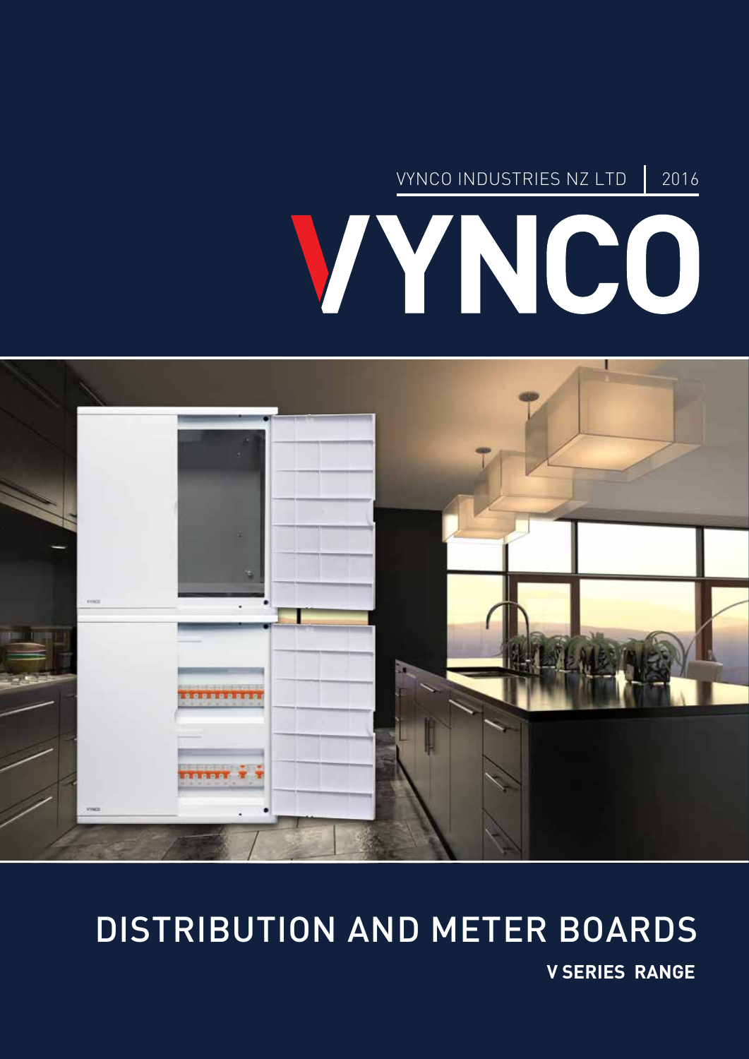VYNCO INDUSTRIES NZ LTD | 2016

# VYNCO

## DISTRIBUTION AND METER BOARDS

**V SERIES RANGE**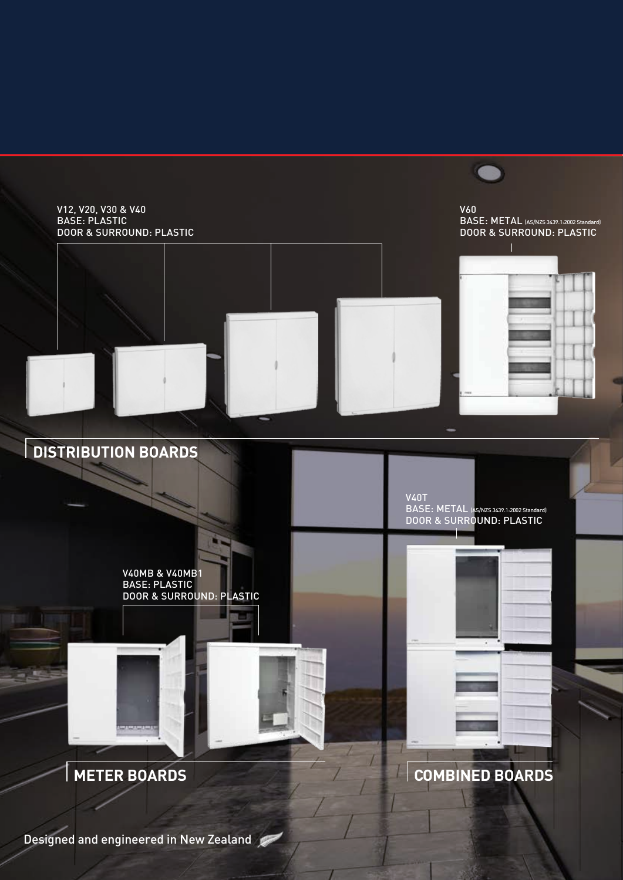V12, V20, V30 & V40
BASE: PLASTIC
DOOR & SURROUND: PLASTIC

V60
BASE: METAL (AS/NZS 3439.1:2002 Standard)
DOOR & SURROUND: PLASTIC

## DISTRIBUTION BOARDS

V40MB & V40MB1
BASE: PLASTIC
DOOR & SURROUND: PLASTIC

## METER BOARDS

V40T
BASE: METAL (AS/NZS 3439.1:2002 Standard)
DOOR & SURROUND: PLASTIC

## COMBINED BOARDS

Designed and engineered in New Zealand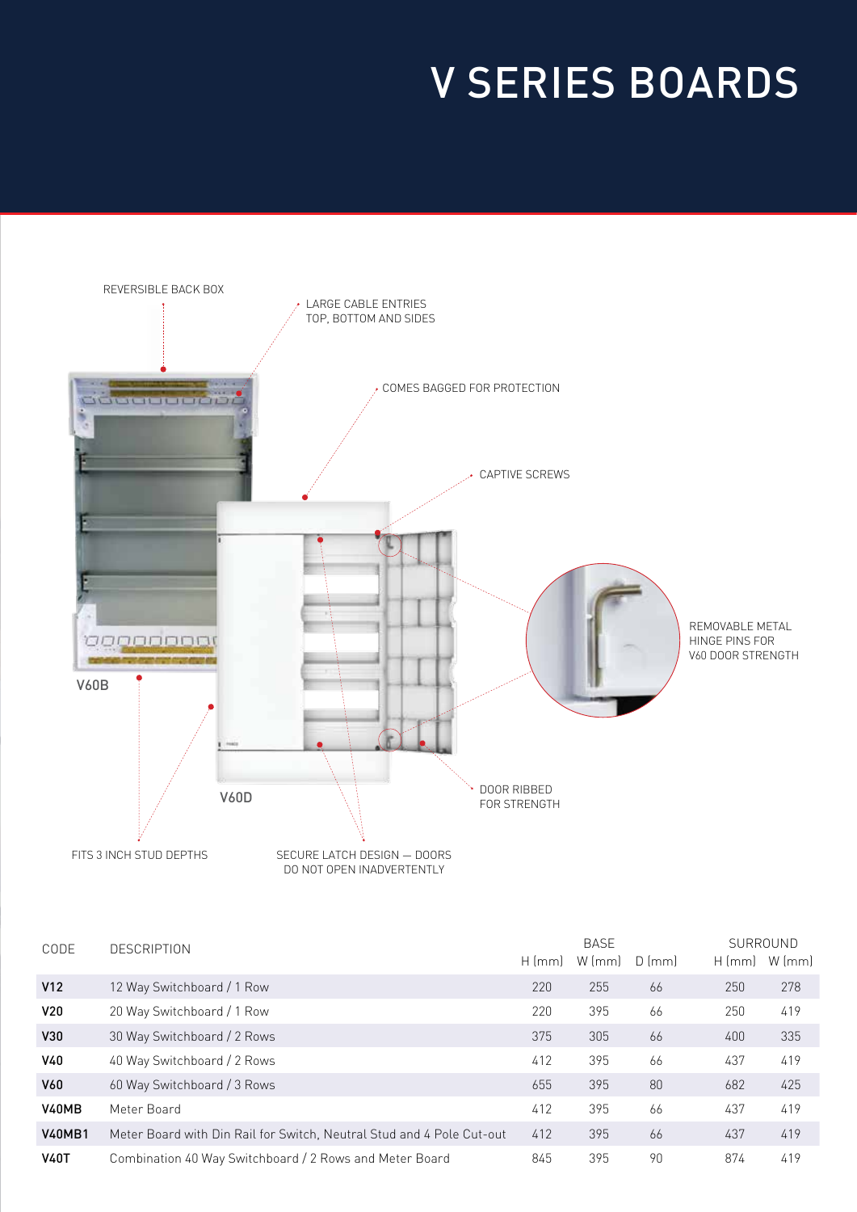# V SERIES BOARDS

REVERSIBLE BACK BOX

LARGE CABLE ENTRIES TOP, BOTTOM AND SIDES

COMES BAGGED FOR PROTECTION

CAPTIVE SCREWS

REMOVABLE METAL HINGE PINS FOR V60 DOOR STRENGTH

V60B

V60D

DOOR RIBBED FOR STRENGTH

FITS 3 INCH STUD DEPTHS

SECURE LATCH DESIGN — DOORS DO NOT OPEN INADVERTENTLY

| CODE | DESCRIPTION | BASE | | | SURROUND | |
|---|---|---|---|---|---|---|
| | | H (mm) | W (mm) | D (mm) | H (mm) | W (mm) |
| **V12** | 12 Way Switchboard / 1 Row | 220 | 255 | 66 | 250 | 278 |
| **V20** | 20 Way Switchboard / 1 Row | 220 | 395 | 66 | 250 | 419 |
| **V30** | 30 Way Switchboard / 2 Rows | 375 | 305 | 66 | 400 | 335 |
| **V40** | 40 Way Switchboard / 2 Rows | 412 | 395 | 66 | 437 | 419 |
| **V60** | 60 Way Switchboard / 3 Rows | 655 | 395 | 80 | 682 | 425 |
| **V40MB** | Meter Board | 412 | 395 | 66 | 437 | 419 |
| **V40MB1** | Meter Board with Din Rail for Switch, Neutral Stud and 4 Pole Cut-out | 412 | 395 | 66 | 437 | 419 |
| **V40T** | Combination 40 Way Switchboard / 2 Rows and Meter Board | 845 | 395 | 90 | 874 | 419 |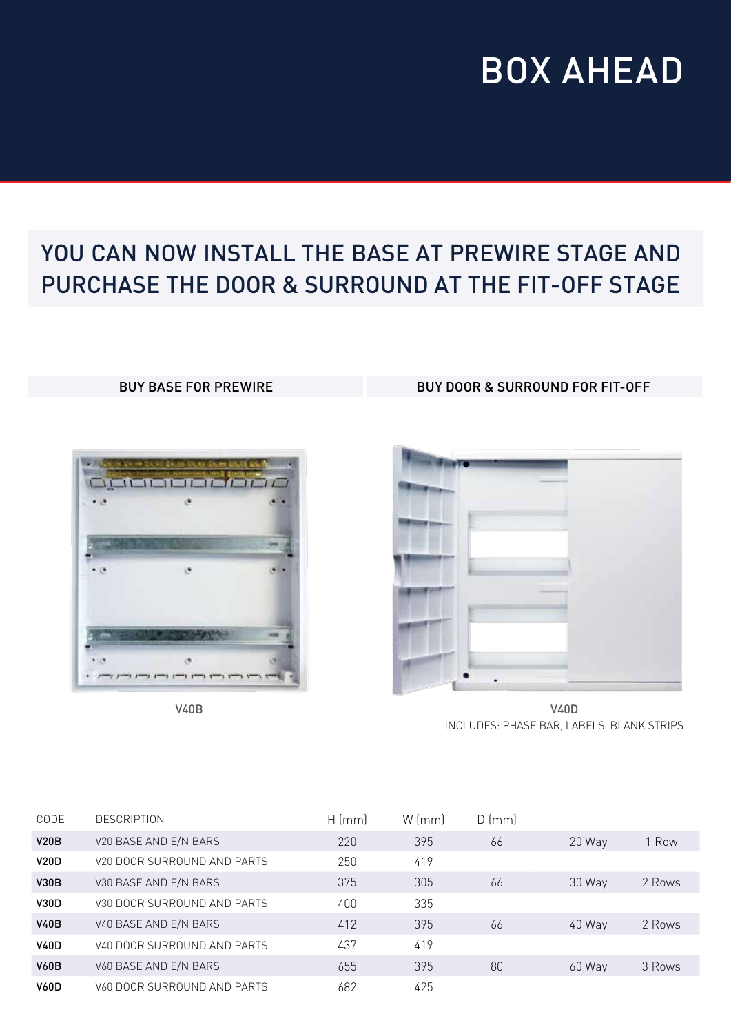# BOX AHEAD

## YOU CAN NOW INSTALL THE BASE AT PREWIRE STAGE AND PURCHASE THE DOOR & SURROUND AT THE FIT-OFF STAGE

**BUY BASE FOR PREWIRE**

V40B

**BUY DOOR & SURROUND FOR FIT-OFF**

V40D
INCLUDES: PHASE BAR, LABELS, BLANK STRIPS

| CODE | DESCRIPTION | H (mm) | W (mm) | D (mm) | | |
|---|---|---|---|---|---|---|
| **V20B** | V20 BASE AND E/N BARS | 220 | 395 | 66 | 20 Way | 1 Row |
| **V20D** | V20 DOOR SURROUND AND PARTS | 250 | 419 | | | |
| **V30B** | V30 BASE AND E/N BARS | 375 | 305 | 66 | 30 Way | 2 Rows |
| **V30D** | V30 DOOR SURROUND AND PARTS | 400 | 335 | | | |
| **V40B** | V40 BASE AND E/N BARS | 412 | 395 | 66 | 40 Way | 2 Rows |
| **V40D** | V40 DOOR SURROUND AND PARTS | 437 | 419 | | | |
| **V60B** | V60 BASE AND E/N BARS | 655 | 395 | 80 | 60 Way | 3 Rows |
| **V60D** | V60 DOOR SURROUND AND PARTS | 682 | 425 | | | |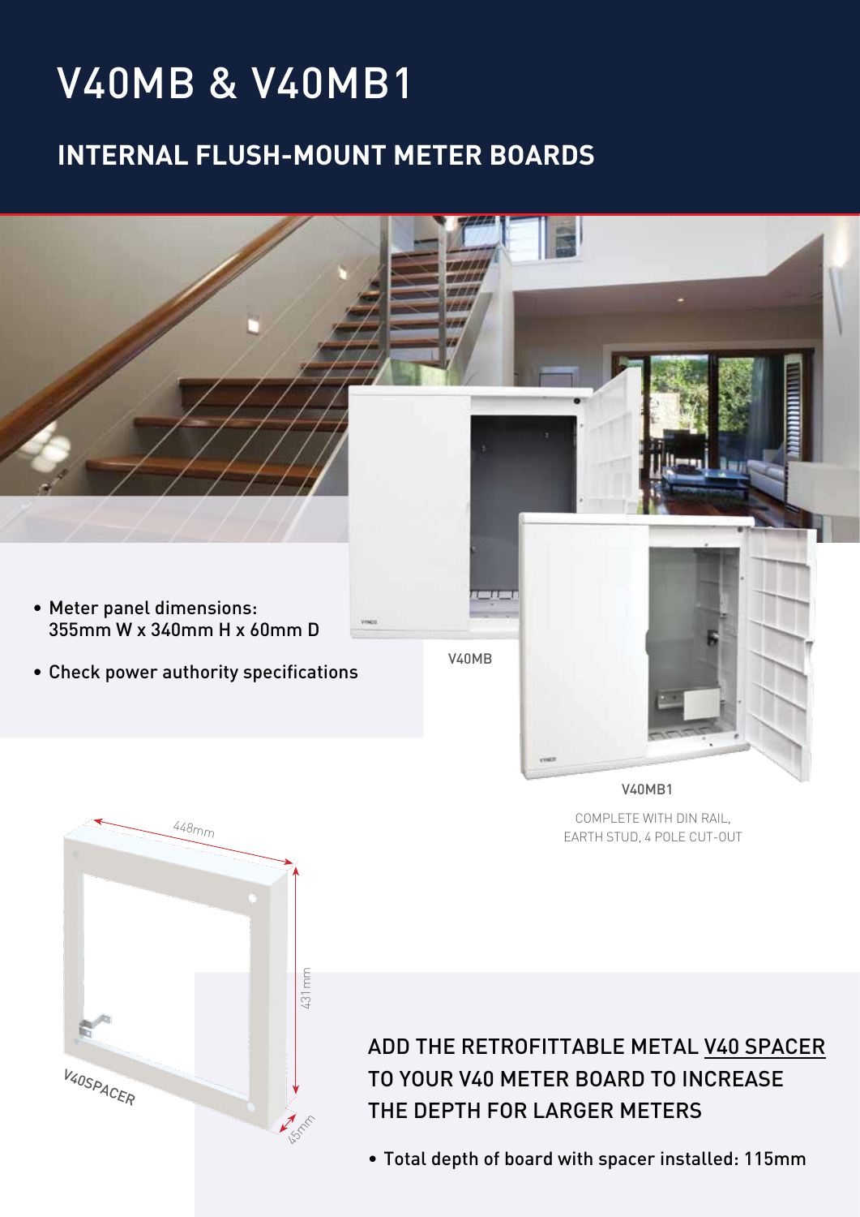# V40MB & V40MB1

## INTERNAL FLUSH-MOUNT METER BOARDS

- Meter panel dimensions: 355mm W x 340mm H x 60mm D
- Check power authority specifications

V40MB

V40MB1

COMPLETE WITH DIN RAIL, EARTH STUD, 4 POLE CUT-OUT

448mm

431mm

45mm

V40SPACER

ADD THE RETROFITTABLE METAL V40 SPACER TO YOUR V40 METER BOARD TO INCREASE THE DEPTH FOR LARGER METERS

- Total depth of board with spacer installed: 115mm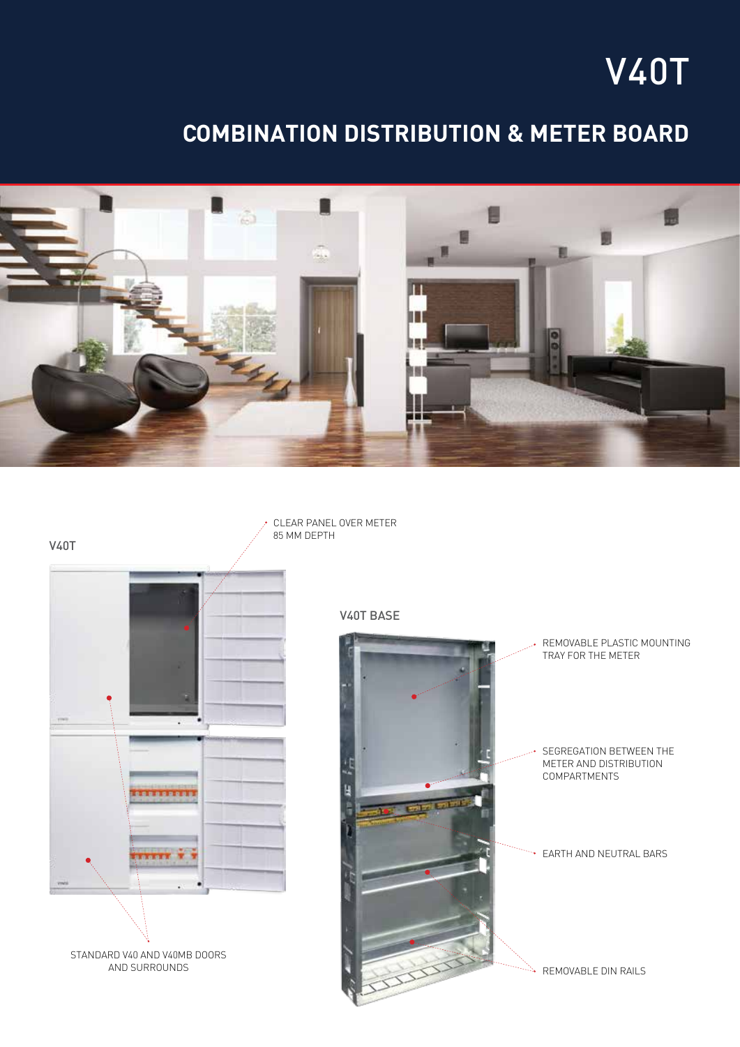# V40T

## COMBINATION DISTRIBUTION & METER BOARD

V40T

CLEAR PANEL OVER METER
85 MM DEPTH

STANDARD V40 AND V40MB DOORS AND SURROUNDS

V40T BASE

REMOVABLE PLASTIC MOUNTING TRAY FOR THE METER

SEGREGATION BETWEEN THE METER AND DISTRIBUTION COMPARTMENTS

EARTH AND NEUTRAL BARS

REMOVABLE DIN RAILS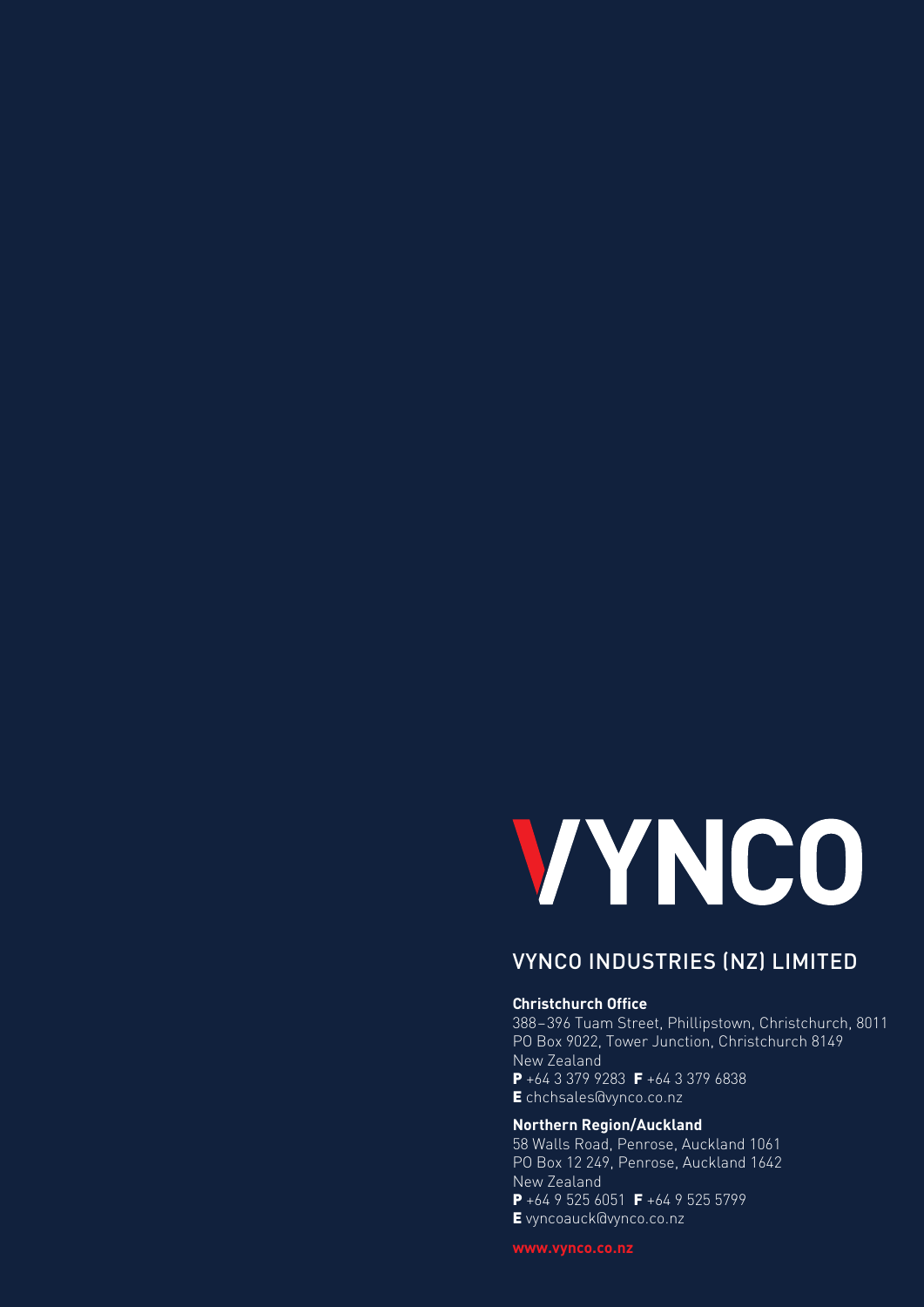VYNCO

## VYNCO INDUSTRIES (NZ) LIMITED

**Christchurch Office**
388–396 Tuam Street, Phillipstown, Christchurch, 8011
PO Box 9022, Tower Junction, Christchurch 8149
New Zealand
**P** +64 3 379 9283 **F** +64 3 379 6838
**E** chchsales@vynco.co.nz

**Northern Region/Auckland**
58 Walls Road, Penrose, Auckland 1061
PO Box 12 249, Penrose, Auckland 1642
New Zealand
**P** +64 9 525 6051 **F** +64 9 525 5799
**E** vyncoauck@vynco.co.nz

**www.vynco.co.nz**